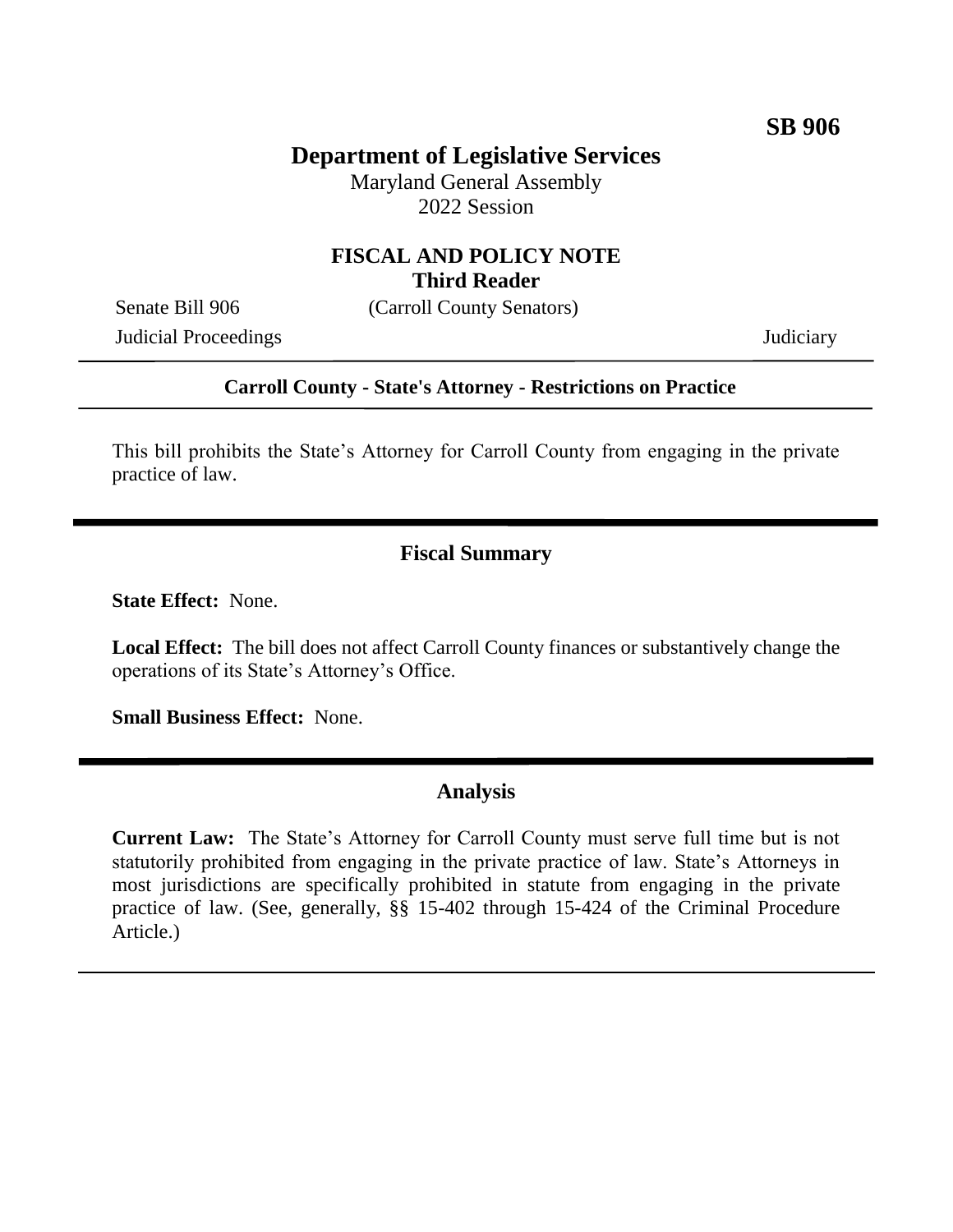**SB 906**

# Department of Legislative Services

Maryland General Assembly
2022 Session

## FISCAL AND POLICY NOTE
**Third Reader**

Senate Bill 906 (Carroll County Senators)
Judicial Proceedings Judiciary

---

**Carroll County - State's Attorney - Restrictions on Practice**

---

This bill prohibits the State's Attorney for Carroll County from engaging in the private practice of law.

---

## Fiscal Summary

**State Effect:** None.

**Local Effect:** The bill does not affect Carroll County finances or substantively change the operations of its State's Attorney's Office.

**Small Business Effect:** None.

---

## Analysis

**Current Law:** The State's Attorney for Carroll County must serve full time but is not statutorily prohibited from engaging in the private practice of law. State's Attorneys in most jurisdictions are specifically prohibited in statute from engaging in the private practice of law. (See, generally, §§ 15-402 through 15-424 of the Criminal Procedure Article.)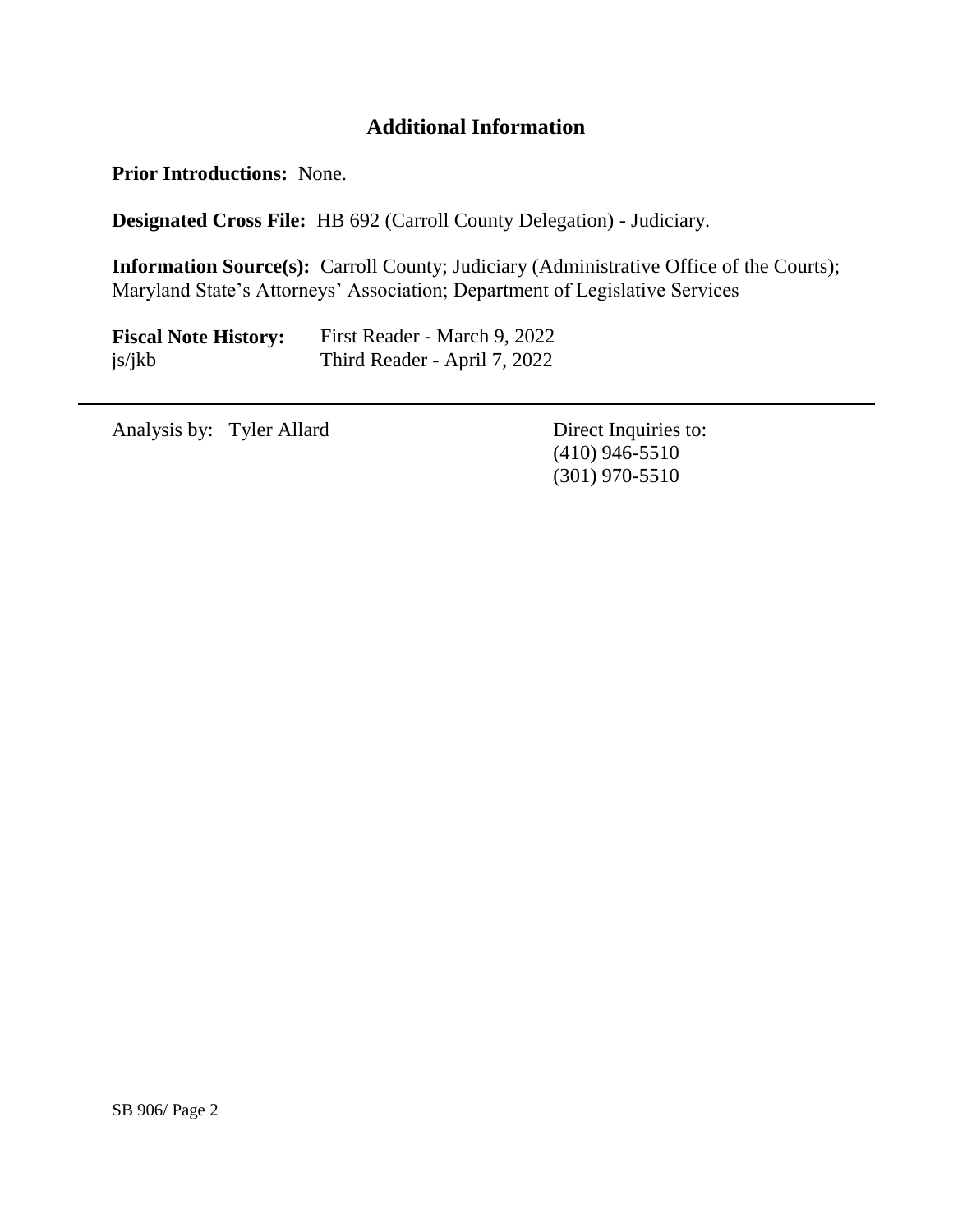## Additional Information

**Prior Introductions:** None.

**Designated Cross File:** HB 692 (Carroll County Delegation) - Judiciary.

**Information Source(s):** Carroll County; Judiciary (Administrative Office of the Courts); Maryland State's Attorneys' Association; Department of Legislative Services

| | |
|---|---|
| **Fiscal Note History:** | First Reader - March 9, 2022 |
| js/jkb | Third Reader - April 7, 2022 |

---

Analysis by: Tyler Allard

Direct Inquiries to:
(410) 946-5510
(301) 970-5510